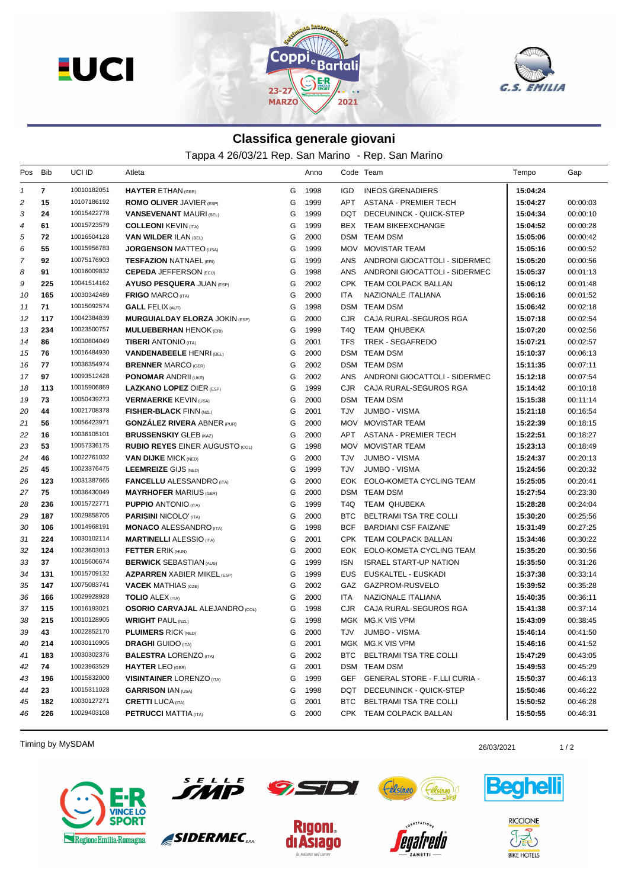# Classifica generale giovani

Tappa 4 26/03/21 Rep. San Marino - Rep. San Marino

| Pos | Bib | UCI ID | Atleta | | Anno | Code | Team | Tempo | Gap |
|---|---|---|---|---|---|---|---|---|---|
| 1 | 7 | 10010182051 | **HAYTER** ETHAN (GBR) | G | 1998 | IGD | INEOS GRENADIERS | **15:04:24** | |
| 2 | 15 | 10107186192 | **ROMO OLIVER** JAVIER (ESP) | G | 1999 | APT | ASTANA - PREMIER TECH | **15:04:27** | 00:00:03 |
| 3 | 24 | 10015422778 | **VANSEVENANT** MAURI (BEL) | G | 1999 | DQT | DECEUNINCK - QUICK-STEP | **15:04:34** | 00:00:10 |
| 4 | 61 | 10015723579 | **COLLEONI** KEVIN (ITA) | G | 1999 | BEX | TEAM BIKEEXCHANGE | **15:04:52** | 00:00:28 |
| 5 | 72 | 10016504128 | **VAN WILDER** ILAN (BEL) | G | 2000 | DSM | TEAM DSM | **15:05:06** | 00:00:42 |
| 6 | 55 | 10015956783 | **JORGENSON** MATTEO (USA) | G | 1999 | MOV | MOVISTAR TEAM | **15:05:16** | 00:00:52 |
| 7 | 92 | 10075176903 | **TESFAZION** NATNAEL (ERI) | G | 1999 | ANS | ANDRONI GIOCATTOLI - SIDERMEC | **15:05:20** | 00:00:56 |
| 8 | 91 | 10016009832 | **CEPEDA** JEFFERSON (ECU) | G | 1998 | ANS | ANDRONI GIOCATTOLI - SIDERMEC | **15:05:37** | 00:01:13 |
| 9 | 225 | 10041514162 | **AYUSO PESQUERA** JUAN (ESP) | G | 2002 | CPK | TEAM COLPACK BALLAN | **15:06:12** | 00:01:48 |
| 10 | 165 | 10030342489 | **FRIGO** MARCO (ITA) | G | 2000 | ITA | NAZIONALE ITALIANA | **15:06:16** | 00:01:52 |
| 11 | 71 | 10015092574 | **GALL** FELIX (AUT) | G | 1998 | DSM | TEAM DSM | **15:06:42** | 00:02:18 |
| 12 | 117 | 10042384839 | **MURGUIALDAY ELORZA** JOKIN (ESP) | G | 2000 | CJR | CAJA RURAL-SEGUROS RGA | **15:07:18** | 00:02:54 |
| 13 | 234 | 10023500757 | **MULUEBERHAN** HENOK (ERI) | G | 1999 | T4Q | TEAM QHUBEKA | **15:07:20** | 00:02:56 |
| 14 | 86 | 10030804049 | **TIBERI** ANTONIO (ITA) | G | 2001 | TFS | TREK - SEGAFREDO | **15:07:21** | 00:02:57 |
| 15 | 76 | 10016484930 | **VANDENABEELE** HENRI (BEL) | G | 2000 | DSM | TEAM DSM | **15:10:37** | 00:06:13 |
| 16 | 77 | 10036354974 | **BRENNER** MARCO (GER) | G | 2002 | DSM | TEAM DSM | **15:11:35** | 00:07:11 |
| 17 | 97 | 10093512428 | **PONOMAR** ANDRII (UKR) | G | 2002 | ANS | ANDRONI GIOCATTOLI - SIDERMEC | **15:12:18** | 00:07:54 |
| 18 | 113 | 10015906869 | **LAZKANO LOPEZ** OIER (ESP) | G | 1999 | CJR | CAJA RURAL-SEGUROS RGA | **15:14:42** | 00:10:18 |
| 19 | 73 | 10050439273 | **VERMAERKE** KEVIN (USA) | G | 2000 | DSM | TEAM DSM | **15:15:38** | 00:11:14 |
| 20 | 44 | 10021708378 | **FISHER-BLACK** FINN (NZL) | G | 2001 | TJV | JUMBO - VISMA | **15:21:18** | 00:16:54 |
| 21 | 56 | 10056423971 | **GONZÁLEZ RIVERA** ABNER (PUR) | G | 2000 | MOV | MOVISTAR TEAM | **15:22:39** | 00:18:15 |
| 22 | 16 | 10036105101 | **BRUSSENSKIY** GLEB (KAZ) | G | 2000 | APT | ASTANA - PREMIER TECH | **15:22:51** | 00:18:27 |
| 23 | 53 | 10057336175 | **RUBIO REYES** EINER AUGUSTO (COL) | G | 1998 | MOV | MOVISTAR TEAM | **15:23:13** | 00:18:49 |
| 24 | 46 | 10022761032 | **VAN DIJKE** MICK (NED) | G | 2000 | TJV | JUMBO - VISMA | **15:24:37** | 00:20:13 |
| 25 | 45 | 10023376475 | **LEEMREIZE** GIJS (NED) | G | 1999 | TJV | JUMBO - VISMA | **15:24:56** | 00:20:32 |
| 26 | 123 | 10031387665 | **FANCELLU** ALESSANDRO (ITA) | G | 2000 | EOK | EOLO-KOMETA CYCLING TEAM | **15:25:05** | 00:20:41 |
| 27 | 75 | 10036430049 | **MAYRHOFER** MARIUS (GER) | G | 2000 | DSM | TEAM DSM | **15:27:54** | 00:23:30 |
| 28 | 236 | 10015722771 | **PUPPIO** ANTONIO (ITA) | G | 1999 | T4Q | TEAM QHUBEKA | **15:28:28** | 00:24:04 |
| 29 | 187 | 10029858705 | **PARISINI** NICOLO' (ITA) | G | 2000 | BTC | BELTRAMI TSA TRE COLLI | **15:30:20** | 00:25:56 |
| 30 | 106 | 10014968191 | **MONACO** ALESSANDRO (ITA) | G | 1998 | BCF | BARDIANI CSF FAIZANE' | **15:31:49** | 00:27:25 |
| 31 | 224 | 10030102114 | **MARTINELLI** ALESSIO (ITA) | G | 2001 | CPK | TEAM COLPACK BALLAN | **15:34:46** | 00:30:22 |
| 32 | 124 | 10023603013 | **FETTER** ERIK (HUN) | G | 2000 | EOK | EOLO-KOMETA CYCLING TEAM | **15:35:20** | 00:30:56 |
| 33 | 37 | 10015606674 | **BERWICK** SEBASTIAN (AUS) | G | 1999 | ISN | ISRAEL START-UP NATION | **15:35:50** | 00:31:26 |
| 34 | 131 | 10015709132 | **AZPARREN** XABIER MIKEL (ESP) | G | 1999 | EUS | EUSKALTEL - EUSKADI | **15:37:38** | 00:33:14 |
| 35 | 147 | 10075083741 | **VACEK** MATHIAS (CZE) | G | 2002 | GAZ | GAZPROM-RUSVELO | **15:39:52** | 00:35:28 |
| 36 | 166 | 10029928928 | **TOLIO** ALEX (ITA) | G | 2000 | ITA | NAZIONALE ITALIANA | **15:40:35** | 00:36:11 |
| 37 | 115 | 10016193021 | **OSORIO CARVAJAL** ALEJANDRO (COL) | G | 1998 | CJR | CAJA RURAL-SEGUROS RGA | **15:41:38** | 00:37:14 |
| 38 | 215 | 10010128905 | **WRIGHT** PAUL (NZL) | G | 1998 | MGK | MG.K VIS VPM | **15:43:09** | 00:38:45 |
| 39 | 43 | 10022852170 | **PLUIMERS** RICK (NED) | G | 2000 | TJV | JUMBO - VISMA | **15:46:14** | 00:41:50 |
| 40 | 214 | 10030110905 | **DRAGHI** GUIDO (ITA) | G | 2001 | MGK | MG.K VIS VPM | **15:46:16** | 00:41:52 |
| 41 | 183 | 10030302376 | **BALESTRA** LORENZO (ITA) | G | 2002 | BTC | BELTRAMI TSA TRE COLLI | **15:47:29** | 00:43:05 |
| 42 | 74 | 10023963529 | **HAYTER** LEO (GBR) | G | 2001 | DSM | TEAM DSM | **15:49:53** | 00:45:29 |
| 43 | 196 | 10015832000 | **VISINTAINER** LORENZO (ITA) | G | 1999 | GEF | GENERAL STORE - F.LLI CURIA - | **15:50:37** | 00:46:13 |
| 44 | 23 | 10015311028 | **GARRISON** IAN (USA) | G | 1998 | DQT | DECEUNINCK - QUICK-STEP | **15:50:46** | 00:46:22 |
| 45 | 182 | 10030127271 | **CRETTI** LUCA (ITA) | G | 2001 | BTC | BELTRAMI TSA TRE COLLI | **15:50:52** | 00:46:28 |
| 46 | 226 | 10029403108 | **PETRUCCI** MATTIA (ITA) | G | 2000 | CPK | TEAM COLPACK BALLAN | **15:50:55** | 00:46:31 |

Timing by MySDAM

26/03/2021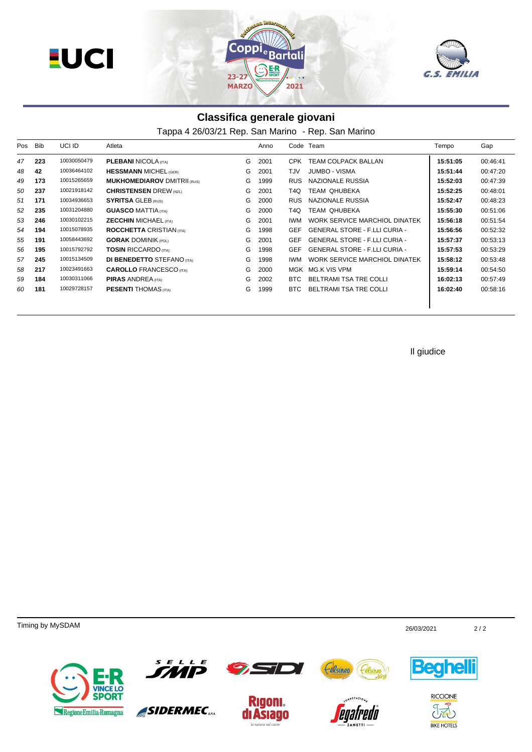## Classifica generale giovani

Tappa 4 26/03/21 Rep. San Marino - Rep. San Marino

| Pos | Bib | UCI ID | Atleta | | Anno | Code | Team | Tempo | Gap |
|---|---|---|---|---|---|---|---|---|---|
| 47 | 223 | 10030050479 | **PLEBANI** NICOLA (ITA) | G | 2001 | CPK | TEAM COLPACK BALLAN | **15:51:05** | 00:46:41 |
| 48 | 42 | 10036464102 | **HESSMANN** MICHEL (GER) | G | 2001 | TJV | JUMBO - VISMA | **15:51:44** | 00:47:20 |
| 49 | 173 | 10015265659 | **MUKHOMEDIAROV** DMITRII (RUS) | G | 1999 | RUS | NAZIONALE RUSSIA | **15:52:03** | 00:47:39 |
| 50 | 237 | 10021918142 | **CHRISTENSEN** DREW (NZL) | G | 2001 | T4Q | TEAM QHUBEKA | **15:52:25** | 00:48:01 |
| 51 | 171 | 10034936653 | **SYRITSA** GLEB (RUS) | G | 2000 | RUS | NAZIONALE RUSSIA | **15:52:47** | 00:48:23 |
| 52 | 235 | 10031204880 | **GUASCO** MATTIA (ITA) | G | 2000 | T4Q | TEAM QHUBEKA | **15:55:30** | 00:51:06 |
| 53 | 246 | 10030102215 | **ZECCHIN** MICHAEL (ITA) | G | 2001 | IWM | WORK SERVICE MARCHIOL DINATEK | **15:56:18** | 00:51:54 |
| 54 | 194 | 10015078935 | **ROCCHETTA** CRISTIAN (ITA) | G | 1998 | GEF | GENERAL STORE - F.LLI CURIA - | **15:56:56** | 00:52:32 |
| 55 | 191 | 10058443692 | **GORAK** DOMINIK (POL) | G | 2001 | GEF | GENERAL STORE - F.LLI CURIA - | **15:57:37** | 00:53:13 |
| 56 | 195 | 10015792792 | **TOSIN** RICCARDO (ITA) | G | 1998 | GEF | GENERAL STORE - F.LLI CURIA - | **15:57:53** | 00:53:29 |
| 57 | 245 | 10015134509 | **DI BENEDETTO** STEFANO (ITA) | G | 1998 | IWM | WORK SERVICE MARCHIOL DINATEK | **15:58:12** | 00:53:48 |
| 58 | 217 | 10023491663 | **CAROLLO** FRANCESCO (ITA) | G | 2000 | MGK | MG.K VIS VPM | **15:59:14** | 00:54:50 |
| 59 | 184 | 10030311066 | **PIRAS** ANDREA (ITA) | G | 2002 | BTC | BELTRAMI TSA TRE COLLI | **16:02:13** | 00:57:49 |
| 60 | 181 | 10029728157 | **PESENTI** THOMAS (ITA) | G | 1999 | BTC | BELTRAMI TSA TRE COLLI | **16:02:40** | 00:58:16 |

Il giudice

Timing by MySDAM

26/03/2021